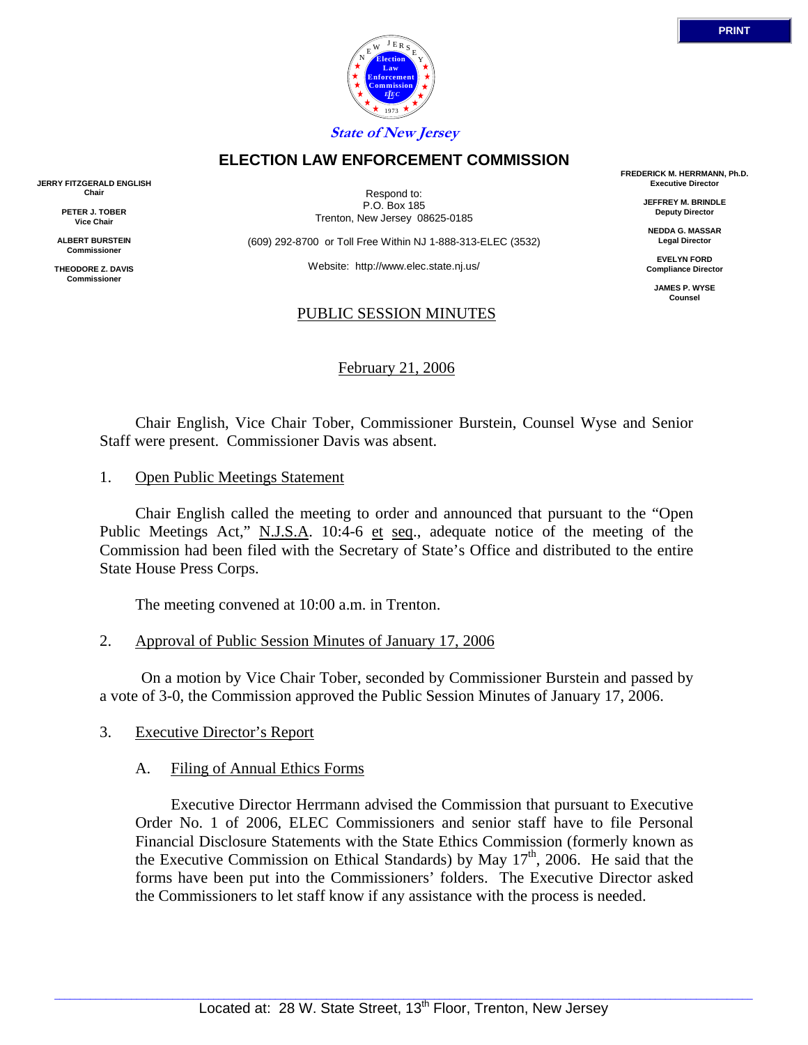**State of New Jersey**

# ELECTION LAW ENFORCEMENT COMMISSION

**JERRY FITZGERALD ENGLISH**
**Chair**

**PETER J. TOBER**
**Vice Chair**

**ALBERT BURSTEIN**
**Commissioner**

**THEODORE Z. DAVIS**
**Commissioner**

Respond to:
P.O. Box 185
Trenton, New Jersey 08625-0185

(609) 292-8700 or Toll Free Within NJ 1-888-313-ELEC (3532)

Website: http://www.elec.state.nj.us/

**FREDERICK M. HERRMANN, Ph.D.**
**Executive Director**

**JEFFREY M. BRINDLE**
**Deputy Director**

**NEDDA G. MASSAR**
**Legal Director**

**EVELYN FORD**
**Compliance Director**

**JAMES P. WYSE**
**Counsel**

## PUBLIC SESSION MINUTES

February 21, 2006

Chair English, Vice Chair Tober, Commissioner Burstein, Counsel Wyse and Senior Staff were present. Commissioner Davis was absent.

1. Open Public Meetings Statement

Chair English called the meeting to order and announced that pursuant to the "Open Public Meetings Act," N.J.S.A. 10:4-6 et seq., adequate notice of the meeting of the Commission had been filed with the Secretary of State's Office and distributed to the entire State House Press Corps.

The meeting convened at 10:00 a.m. in Trenton.

2. Approval of Public Session Minutes of January 17, 2006

On a motion by Vice Chair Tober, seconded by Commissioner Burstein and passed by a vote of 3-0, the Commission approved the Public Session Minutes of January 17, 2006.

3. Executive Director's Report

A. Filing of Annual Ethics Forms

Executive Director Herrmann advised the Commission that pursuant to Executive Order No. 1 of 2006, ELEC Commissioners and senior staff have to file Personal Financial Disclosure Statements with the State Ethics Commission (formerly known as the Executive Commission on Ethical Standards) by May 17th, 2006. He said that the forms have been put into the Commissioners' folders. The Executive Director asked the Commissioners to let staff know if any assistance with the process is needed.

Located at: 28 W. State Street, 13th Floor, Trenton, New Jersey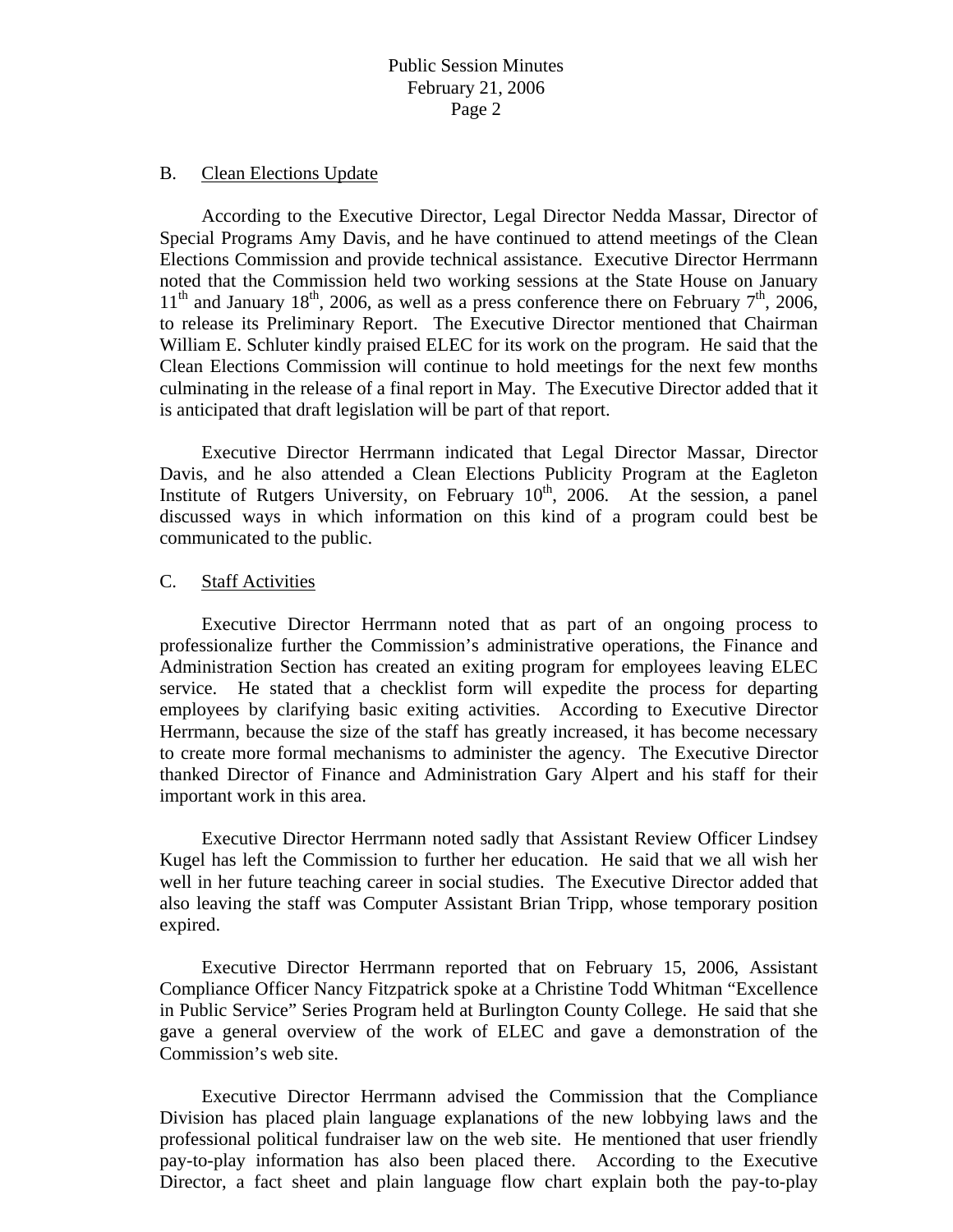B. Clean Elections Update

According to the Executive Director, Legal Director Nedda Massar, Director of Special Programs Amy Davis, and he have continued to attend meetings of the Clean Elections Commission and provide technical assistance. Executive Director Herrmann noted that the Commission held two working sessions at the State House on January 11th and January 18th, 2006, as well as a press conference there on February 7th, 2006, to release its Preliminary Report. The Executive Director mentioned that Chairman William E. Schluter kindly praised ELEC for its work on the program. He said that the Clean Elections Commission will continue to hold meetings for the next few months culminating in the release of a final report in May. The Executive Director added that it is anticipated that draft legislation will be part of that report.

Executive Director Herrmann indicated that Legal Director Massar, Director Davis, and he also attended a Clean Elections Publicity Program at the Eagleton Institute of Rutgers University, on February 10th, 2006. At the session, a panel discussed ways in which information on this kind of a program could best be communicated to the public.

C. Staff Activities

Executive Director Herrmann noted that as part of an ongoing process to professionalize further the Commission's administrative operations, the Finance and Administration Section has created an exiting program for employees leaving ELEC service. He stated that a checklist form will expedite the process for departing employees by clarifying basic exiting activities. According to Executive Director Herrmann, because the size of the staff has greatly increased, it has become necessary to create more formal mechanisms to administer the agency. The Executive Director thanked Director of Finance and Administration Gary Alpert and his staff for their important work in this area.

Executive Director Herrmann noted sadly that Assistant Review Officer Lindsey Kugel has left the Commission to further her education. He said that we all wish her well in her future teaching career in social studies. The Executive Director added that also leaving the staff was Computer Assistant Brian Tripp, whose temporary position expired.

Executive Director Herrmann reported that on February 15, 2006, Assistant Compliance Officer Nancy Fitzpatrick spoke at a Christine Todd Whitman "Excellence in Public Service" Series Program held at Burlington County College. He said that she gave a general overview of the work of ELEC and gave a demonstration of the Commission's web site.

Executive Director Herrmann advised the Commission that the Compliance Division has placed plain language explanations of the new lobbying laws and the professional political fundraiser law on the web site. He mentioned that user friendly pay-to-play information has also been placed there. According to the Executive Director, a fact sheet and plain language flow chart explain both the pay-to-play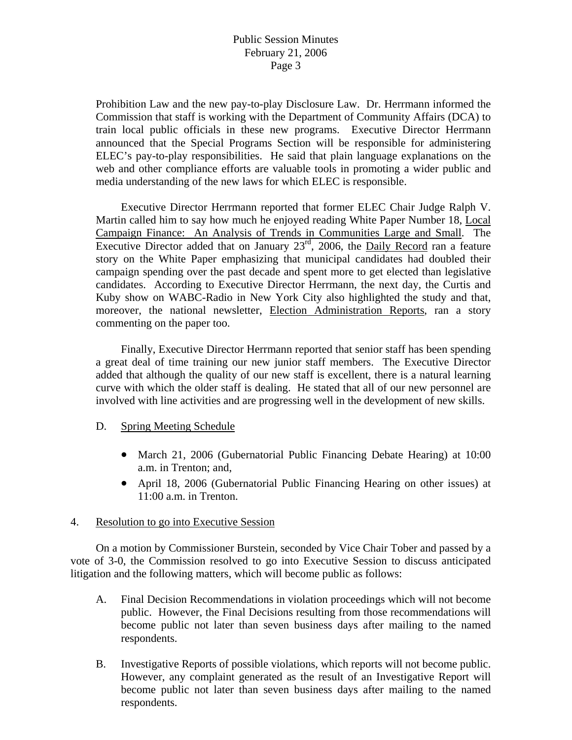Prohibition Law and the new pay-to-play Disclosure Law. Dr. Herrmann informed the Commission that staff is working with the Department of Community Affairs (DCA) to train local public officials in these new programs. Executive Director Herrmann announced that the Special Programs Section will be responsible for administering ELEC's pay-to-play responsibilities. He said that plain language explanations on the web and other compliance efforts are valuable tools in promoting a wider public and media understanding of the new laws for which ELEC is responsible.

Executive Director Herrmann reported that former ELEC Chair Judge Ralph V. Martin called him to say how much he enjoyed reading White Paper Number 18, Local Campaign Finance: An Analysis of Trends in Communities Large and Small. The Executive Director added that on January 23rd, 2006, the Daily Record ran a feature story on the White Paper emphasizing that municipal candidates had doubled their campaign spending over the past decade and spent more to get elected than legislative candidates. According to Executive Director Herrmann, the next day, the Curtis and Kuby show on WABC-Radio in New York City also highlighted the study and that, moreover, the national newsletter, Election Administration Reports, ran a story commenting on the paper too.

Finally, Executive Director Herrmann reported that senior staff has been spending a great deal of time training our new junior staff members. The Executive Director added that although the quality of our new staff is excellent, there is a natural learning curve with which the older staff is dealing. He stated that all of our new personnel are involved with line activities and are progressing well in the development of new skills.

D. Spring Meeting Schedule

- March 21, 2006 (Gubernatorial Public Financing Debate Hearing) at 10:00 a.m. in Trenton; and,
- April 18, 2006 (Gubernatorial Public Financing Hearing on other issues) at 11:00 a.m. in Trenton.

4. Resolution to go into Executive Session

On a motion by Commissioner Burstein, seconded by Vice Chair Tober and passed by a vote of 3-0, the Commission resolved to go into Executive Session to discuss anticipated litigation and the following matters, which will become public as follows:

A. Final Decision Recommendations in violation proceedings which will not become public. However, the Final Decisions resulting from those recommendations will become public not later than seven business days after mailing to the named respondents.

B. Investigative Reports of possible violations, which reports will not become public. However, any complaint generated as the result of an Investigative Report will become public not later than seven business days after mailing to the named respondents.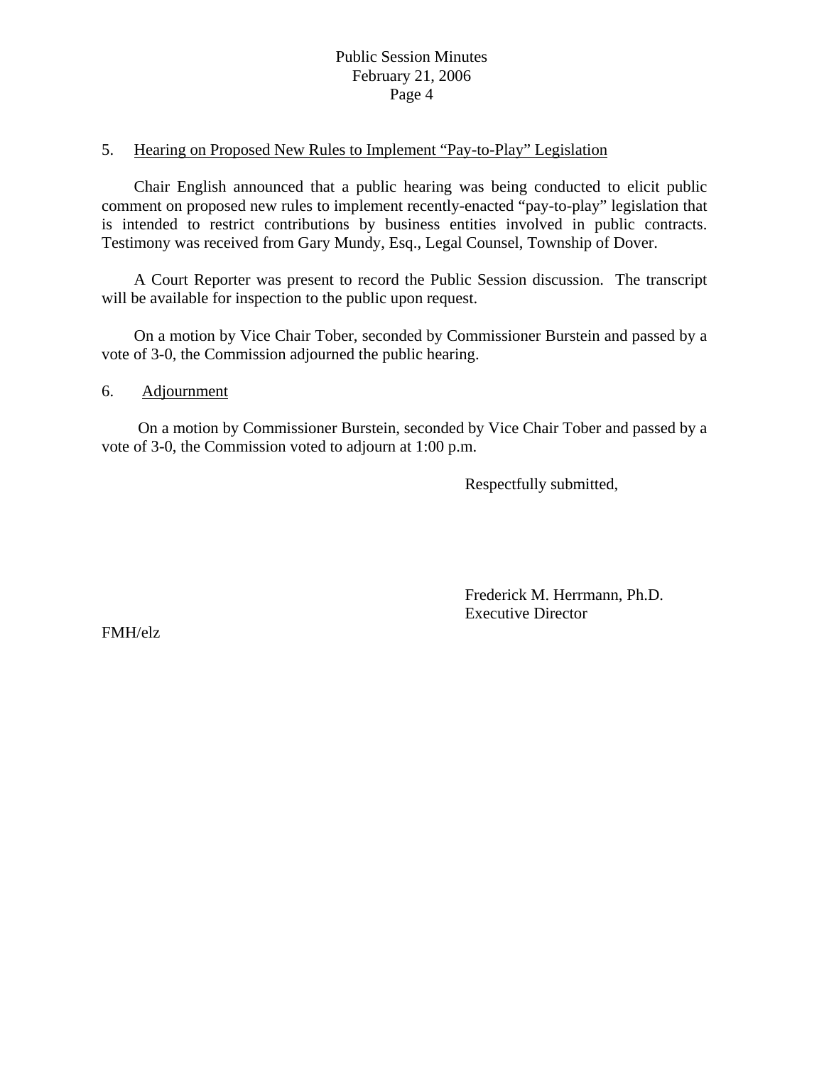5. <u>Hearing on Proposed New Rules to Implement "Pay-to-Play" Legislation</u>

Chair English announced that a public hearing was being conducted to elicit public comment on proposed new rules to implement recently-enacted "pay-to-play" legislation that is intended to restrict contributions by business entities involved in public contracts. Testimony was received from Gary Mundy, Esq., Legal Counsel, Township of Dover.

A Court Reporter was present to record the Public Session discussion. The transcript will be available for inspection to the public upon request.

On a motion by Vice Chair Tober, seconded by Commissioner Burstein and passed by a vote of 3-0, the Commission adjourned the public hearing.

6. <u>Adjournment</u>

On a motion by Commissioner Burstein, seconded by Vice Chair Tober and passed by a vote of 3-0, the Commission voted to adjourn at 1:00 p.m.

Respectfully submitted,

Frederick M. Herrmann, Ph.D.
Executive Director

FMH/elz